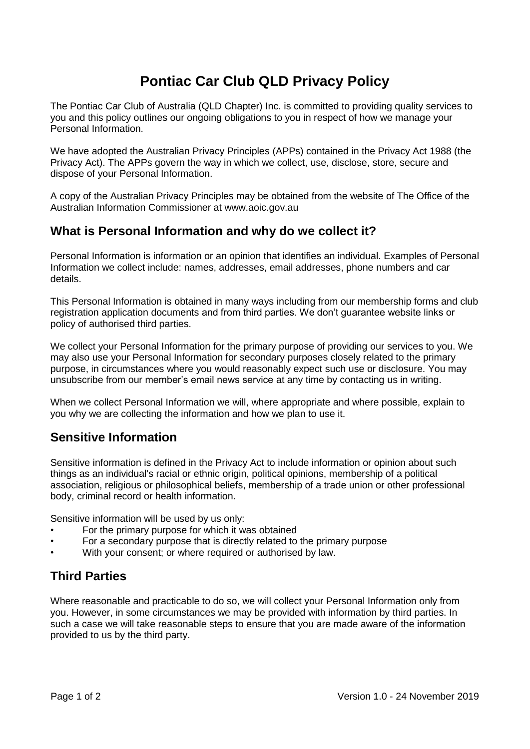# Pontiac Car Club QLD Privacy Policy

The Pontiac Car Club of Australia (QLD Chapter) Inc. is committed to providing quality services to you and this policy outlines our ongoing obligations to you in respect of how we manage your Personal Information.

We have adopted the Australian Privacy Principles (APPs) contained in the Privacy Act 1988 (the Privacy Act). The APPs govern the way in which we collect, use, disclose, store, secure and dispose of your Personal Information.

A copy of the Australian Privacy Principles may be obtained from the website of The Office of the Australian Information Commissioner at www.aoic.gov.au

## What is Personal Information and why do we collect it?

Personal Information is information or an opinion that identifies an individual. Examples of Personal Information we collect include: names, addresses, email addresses, phone numbers and car details.

This Personal Information is obtained in many ways including from our membership forms and club registration application documents and from third parties. We don't guarantee website links or policy of authorised third parties.

We collect your Personal Information for the primary purpose of providing our services to you. We may also use your Personal Information for secondary purposes closely related to the primary purpose, in circumstances where you would reasonably expect such use or disclosure. You may unsubscribe from our member's email news service at any time by contacting us in writing.

When we collect Personal Information we will, where appropriate and where possible, explain to you why we are collecting the information and how we plan to use it.

## Sensitive Information

Sensitive information is defined in the Privacy Act to include information or opinion about such things as an individual's racial or ethnic origin, political opinions, membership of a political association, religious or philosophical beliefs, membership of a trade union or other professional body, criminal record or health information.

Sensitive information will be used by us only:

- For the primary purpose for which it was obtained
- For a secondary purpose that is directly related to the primary purpose
- With your consent; or where required or authorised by law.

## Third Parties

Where reasonable and practicable to do so, we will collect your Personal Information only from you. However, in some circumstances we may be provided with information by third parties. In such a case we will take reasonable steps to ensure that you are made aware of the information provided to us by the third party.

Version 1.0 - 24 November 2019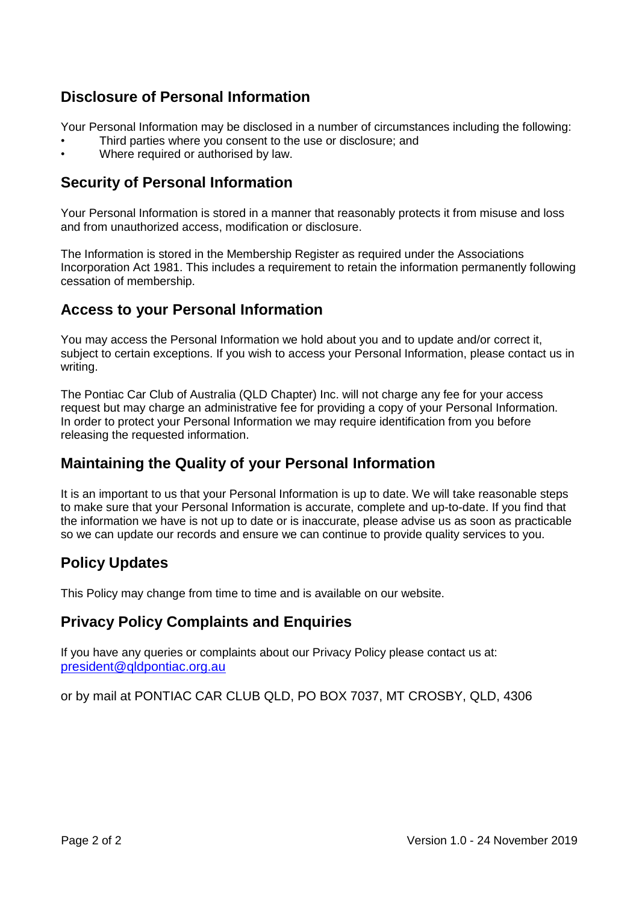## Disclosure of Personal Information

Your Personal Information may be disclosed in a number of circumstances including the following:

- Third parties where you consent to the use or disclosure; and
- Where required or authorised by law.

## Security of Personal Information

Your Personal Information is stored in a manner that reasonably protects it from misuse and loss and from unauthorized access, modification or disclosure.

The Information is stored in the Membership Register as required under the Associations Incorporation Act 1981. This includes a requirement to retain the information permanently following cessation of membership.

## Access to your Personal Information

You may access the Personal Information we hold about you and to update and/or correct it, subject to certain exceptions. If you wish to access your Personal Information, please contact us in writing.

The Pontiac Car Club of Australia (QLD Chapter) Inc. will not charge any fee for your access request but may charge an administrative fee for providing a copy of your Personal Information. In order to protect your Personal Information we may require identification from you before releasing the requested information.

## Maintaining the Quality of your Personal Information

It is an important to us that your Personal Information is up to date. We will take reasonable steps to make sure that your Personal Information is accurate, complete and up-to-date. If you find that the information we have is not up to date or is inaccurate, please advise us as soon as practicable so we can update our records and ensure we can continue to provide quality services to you.

## Policy Updates

This Policy may change from time to time and is available on our website.

## Privacy Policy Complaints and Enquiries

If you have any queries or complaints about our Privacy Policy please contact us at: [president@qldpontiac.org.au](mailto:president@qldpontiac.org.au)

or by mail at PONTIAC CAR CLUB QLD, PO BOX 7037, MT CROSBY, QLD, 4306

Version 1.0 - 24 November 2019